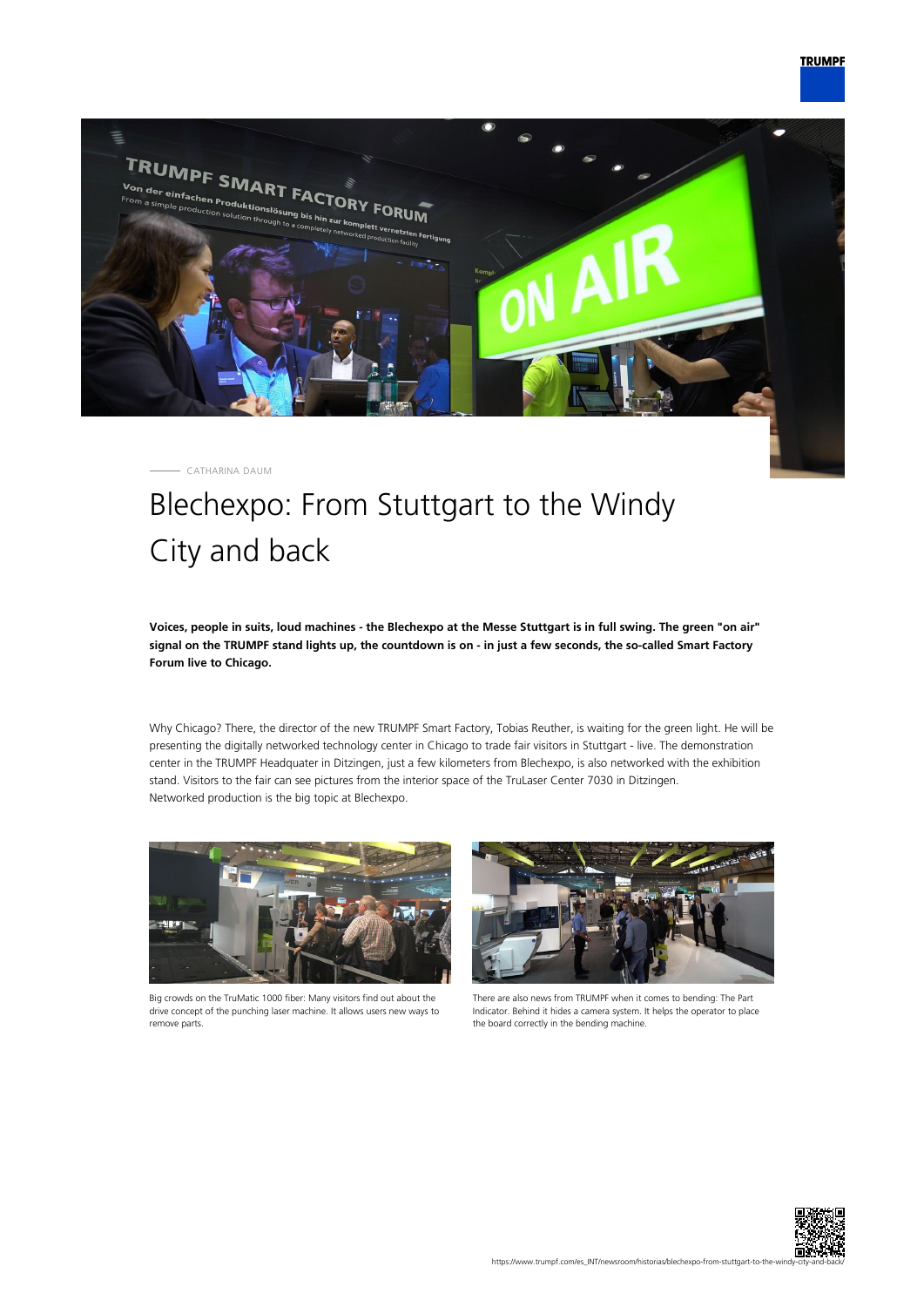CATHARINA DAUM

# Blechexpo: From Stuttgart to the Windy City and back

**Voices, people in suits, loud machines - the Blechexpo at the Messe Stuttgart is in full swing. The green "on air" signal on the TRUMPF stand lights up, the countdown is on - in just a few seconds, the so-called Smart Factory Forum live to Chicago.**

Why Chicago? There, the director of the new TRUMPF Smart Factory, Tobias Reuther, is waiting for the green light. He will be presenting the digitally networked technology center in Chicago to trade fair visitors in Stuttgart - live. The demonstration center in the TRUMPF Headquater in Ditzingen, just a few kilometers from Blechexpo, is also networked with the exhibition stand. Visitors to the fair can see pictures from the interior space of the TruLaser Center 7030 in Ditzingen. Networked production is the big topic at Blechexpo.

Big crowds on the TruMatic 1000 fiber: Many visitors find out about the drive concept of the punching laser machine. It allows users new ways to remove parts.

There are also news from TRUMPF when it comes to bending: The Part Indicator. Behind it hides a camera system. It helps the operator to place the board correctly in the bending machine.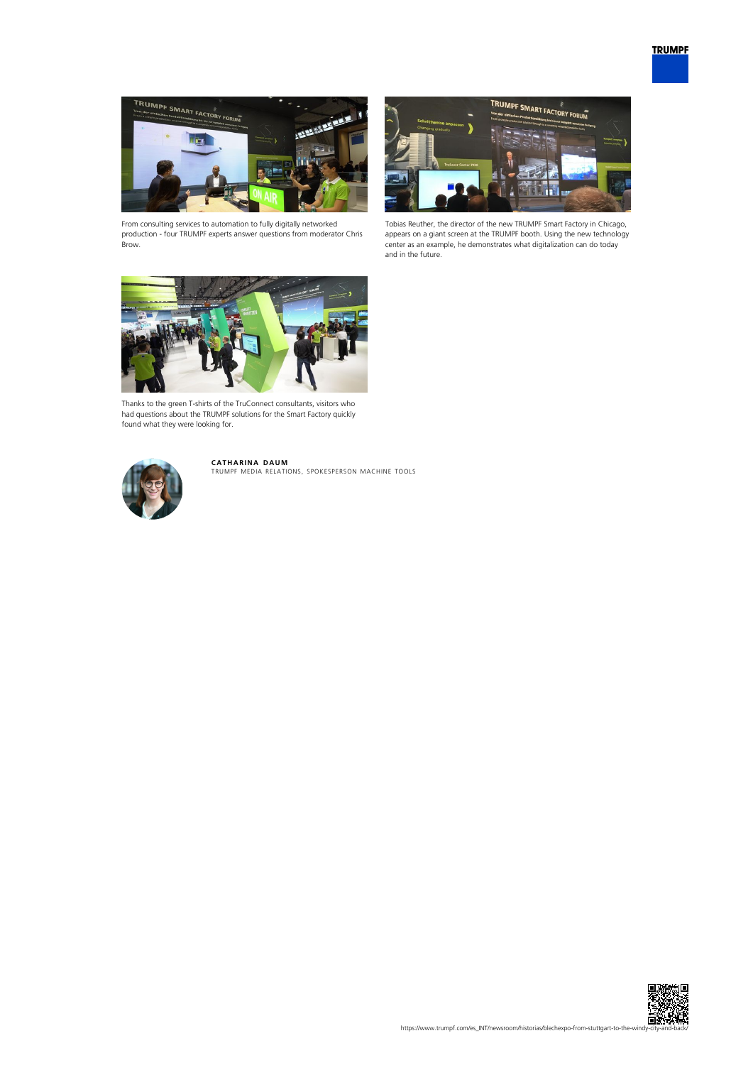From consulting services to automation to fully digitally networked production - four TRUMPF experts answer questions from moderator Chris Brow.

Tobias Reuther, the director of the new TRUMPF Smart Factory in Chicago, appears on a giant screen at the TRUMPF booth. Using the new technology center as an example, he demonstrates what digitalization can do today and in the future.

Thanks to the green T-shirts of the TruConnect consultants, visitors who had questions about the TRUMPF solutions for the Smart Factory quickly found what they were looking for.

**CATHARINA DAUM**
TRUMPF MEDIA RELATIONS, SPOKESPERSON MACHINE TOOLS

https://www.trumpf.com/es_INT/newsroom/historias/blechexpo-from-stuttgart-to-the-windy-city-and-back/